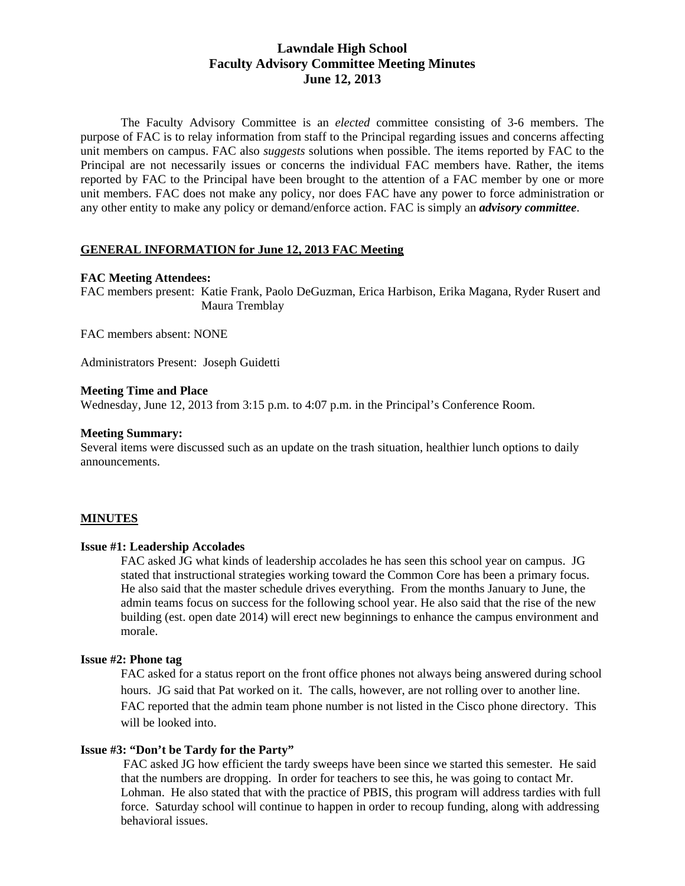# Lawndale High School
## Faculty Advisory Committee Meeting Minutes
## June 12, 2013

The Faculty Advisory Committee is an *elected* committee consisting of 3-6 members. The purpose of FAC is to relay information from staff to the Principal regarding issues and concerns affecting unit members on campus. FAC also *suggests* solutions when possible. The items reported by FAC to the Principal are not necessarily issues or concerns the individual FAC members have. Rather, the items reported by FAC to the Principal have been brought to the attention of a FAC member by one or more unit members. FAC does not make any policy, nor does FAC have any power to force administration or any other entity to make any policy or demand/enforce action. FAC is simply an ***advisory committee***.

**GENERAL INFORMATION for June 12, 2013 FAC Meeting**

**FAC Meeting Attendees:**

FAC members present: Katie Frank, Paolo DeGuzman, Erica Harbison, Erika Magana, Ryder Rusert and Maura Tremblay

FAC members absent: NONE

Administrators Present: Joseph Guidetti

**Meeting Time and Place**

Wednesday, June 12, 2013 from 3:15 p.m. to 4:07 p.m. in the Principal's Conference Room.

**Meeting Summary:**

Several items were discussed such as an update on the trash situation, healthier lunch options to daily announcements.

**MINUTES**

**Issue #1: Leadership Accolades**

FAC asked JG what kinds of leadership accolades he has seen this school year on campus. JG stated that instructional strategies working toward the Common Core has been a primary focus. He also said that the master schedule drives everything. From the months January to June, the admin teams focus on success for the following school year. He also said that the rise of the new building (est. open date 2014) will erect new beginnings to enhance the campus environment and morale.

**Issue #2: Phone tag**

FAC asked for a status report on the front office phones not always being answered during school hours. JG said that Pat worked on it. The calls, however, are not rolling over to another line. FAC reported that the admin team phone number is not listed in the Cisco phone directory. This will be looked into.

**Issue #3: "Don't be Tardy for the Party"**

FAC asked JG how efficient the tardy sweeps have been since we started this semester. He said that the numbers are dropping. In order for teachers to see this, he was going to contact Mr. Lohman. He also stated that with the practice of PBIS, this program will address tardies with full force. Saturday school will continue to happen in order to recoup funding, along with addressing behavioral issues.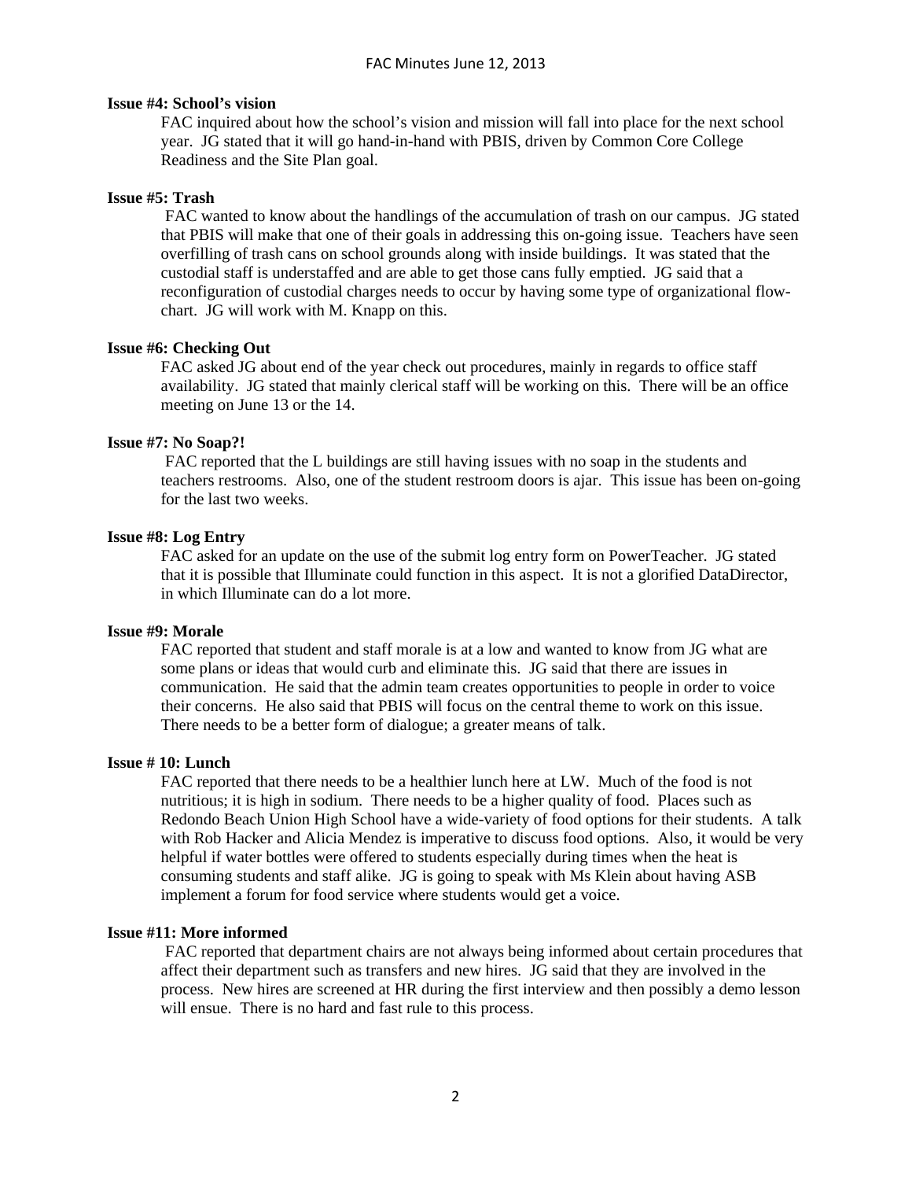**Issue #4: School's vision**

FAC inquired about how the school's vision and mission will fall into place for the next school year. JG stated that it will go hand-in-hand with PBIS, driven by Common Core College Readiness and the Site Plan goal.

**Issue #5: Trash**

FAC wanted to know about the handlings of the accumulation of trash on our campus. JG stated that PBIS will make that one of their goals in addressing this on-going issue. Teachers have seen overfilling of trash cans on school grounds along with inside buildings. It was stated that the custodial staff is understaffed and are able to get those cans fully emptied. JG said that a reconfiguration of custodial charges needs to occur by having some type of organizational flow-chart. JG will work with M. Knapp on this.

**Issue #6: Checking Out**

FAC asked JG about end of the year check out procedures, mainly in regards to office staff availability. JG stated that mainly clerical staff will be working on this. There will be an office meeting on June 13 or the 14.

**Issue #7: No Soap?!**

FAC reported that the L buildings are still having issues with no soap in the students and teachers restrooms. Also, one of the student restroom doors is ajar. This issue has been on-going for the last two weeks.

**Issue #8: Log Entry**

FAC asked for an update on the use of the submit log entry form on PowerTeacher. JG stated that it is possible that Illuminate could function in this aspect. It is not a glorified DataDirector, in which Illuminate can do a lot more.

**Issue #9: Morale**

FAC reported that student and staff morale is at a low and wanted to know from JG what are some plans or ideas that would curb and eliminate this. JG said that there are issues in communication. He said that the admin team creates opportunities to people in order to voice their concerns. He also said that PBIS will focus on the central theme to work on this issue. There needs to be a better form of dialogue; a greater means of talk.

**Issue # 10: Lunch**

FAC reported that there needs to be a healthier lunch here at LW. Much of the food is not nutritious; it is high in sodium. There needs to be a higher quality of food. Places such as Redondo Beach Union High School have a wide-variety of food options for their students. A talk with Rob Hacker and Alicia Mendez is imperative to discuss food options. Also, it would be very helpful if water bottles were offered to students especially during times when the heat is consuming students and staff alike. JG is going to speak with Ms Klein about having ASB implement a forum for food service where students would get a voice.

**Issue #11: More informed**

FAC reported that department chairs are not always being informed about certain procedures that affect their department such as transfers and new hires. JG said that they are involved in the process. New hires are screened at HR during the first interview and then possibly a demo lesson will ensue. There is no hard and fast rule to this process.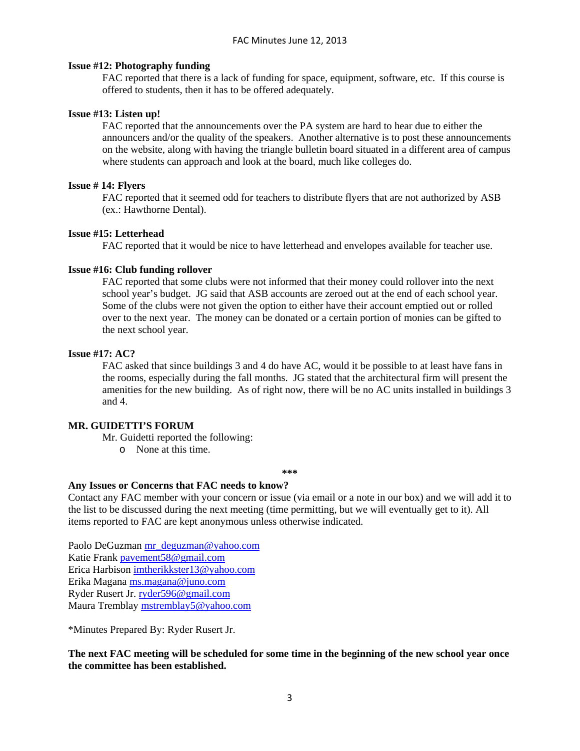**Issue #12: Photography funding**

FAC reported that there is a lack of funding for space, equipment, software, etc. If this course is offered to students, then it has to be offered adequately.

**Issue #13: Listen up!**

FAC reported that the announcements over the PA system are hard to hear due to either the announcers and/or the quality of the speakers. Another alternative is to post these announcements on the website, along with having the triangle bulletin board situated in a different area of campus where students can approach and look at the board, much like colleges do.

**Issue # 14: Flyers**

FAC reported that it seemed odd for teachers to distribute flyers that are not authorized by ASB (ex.: Hawthorne Dental).

**Issue #15: Letterhead**

FAC reported that it would be nice to have letterhead and envelopes available for teacher use.

**Issue #16: Club funding rollover**

FAC reported that some clubs were not informed that their money could rollover into the next school year's budget. JG said that ASB accounts are zeroed out at the end of each school year. Some of the clubs were not given the option to either have their account emptied out or rolled over to the next year. The money can be donated or a certain portion of monies can be gifted to the next school year.

**Issue #17: AC?**

FAC asked that since buildings 3 and 4 do have AC, would it be possible to at least have fans in the rooms, especially during the fall months. JG stated that the architectural firm will present the amenities for the new building. As of right now, there will be no AC units installed in buildings 3 and 4.

**MR. GUIDETTI'S FORUM**

Mr. Guidetti reported the following:

- None at this time.

***

**Any Issues or Concerns that FAC needs to know?**

Contact any FAC member with your concern or issue (via email or a note in our box) and we will add it to the list to be discussed during the next meeting (time permitting, but we will eventually get to it). All items reported to FAC are kept anonymous unless otherwise indicated.

Paolo DeGuzman mr_deguzman@yahoo.com
Katie Frank pavement58@gmail.com
Erica Harbison imtherikkster13@yahoo.com
Erika Magana ms.magana@juno.com
Ryder Rusert Jr. ryder596@gmail.com
Maura Tremblay mstremblay5@yahoo.com

*Minutes Prepared By: Ryder Rusert Jr.

**The next FAC meeting will be scheduled for some time in the beginning of the new school year once the committee has been established.**